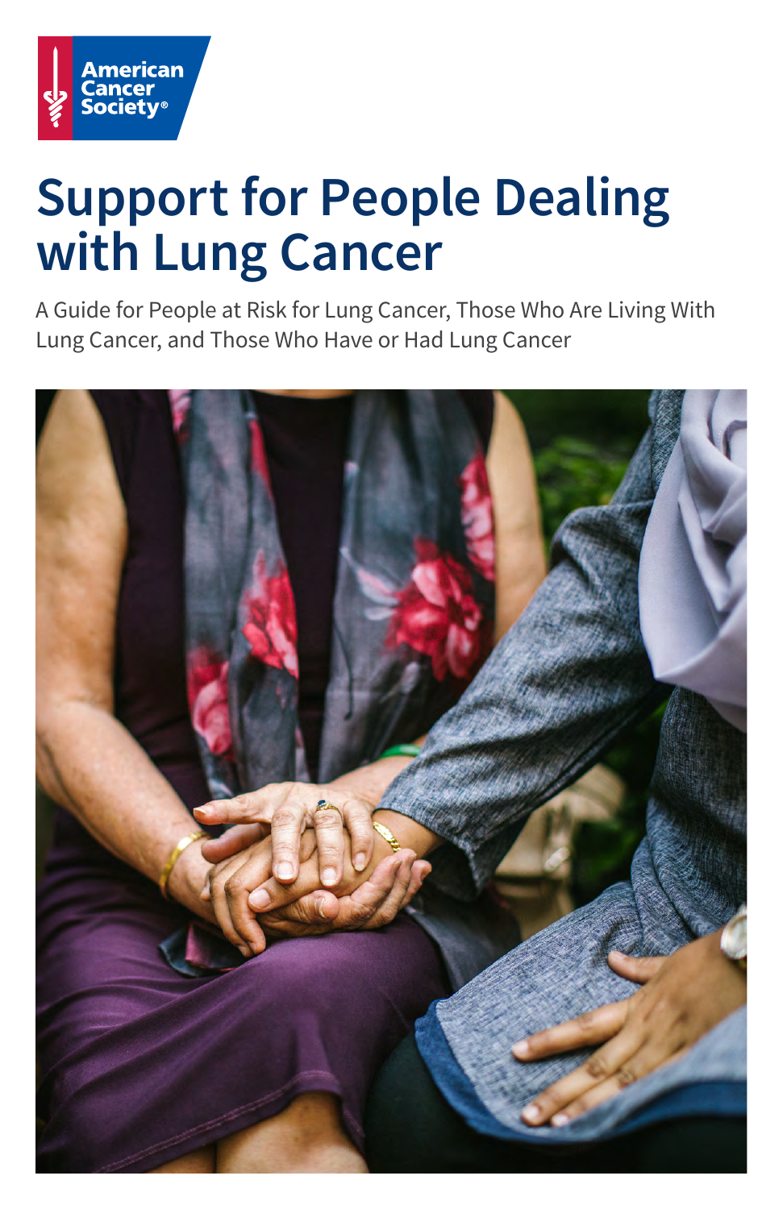American Cancer Society®

# Support for People Dealing with Lung Cancer

A Guide for People at Risk for Lung Cancer, Those Who Are Living With Lung Cancer, and Those Who Have or Had Lung Cancer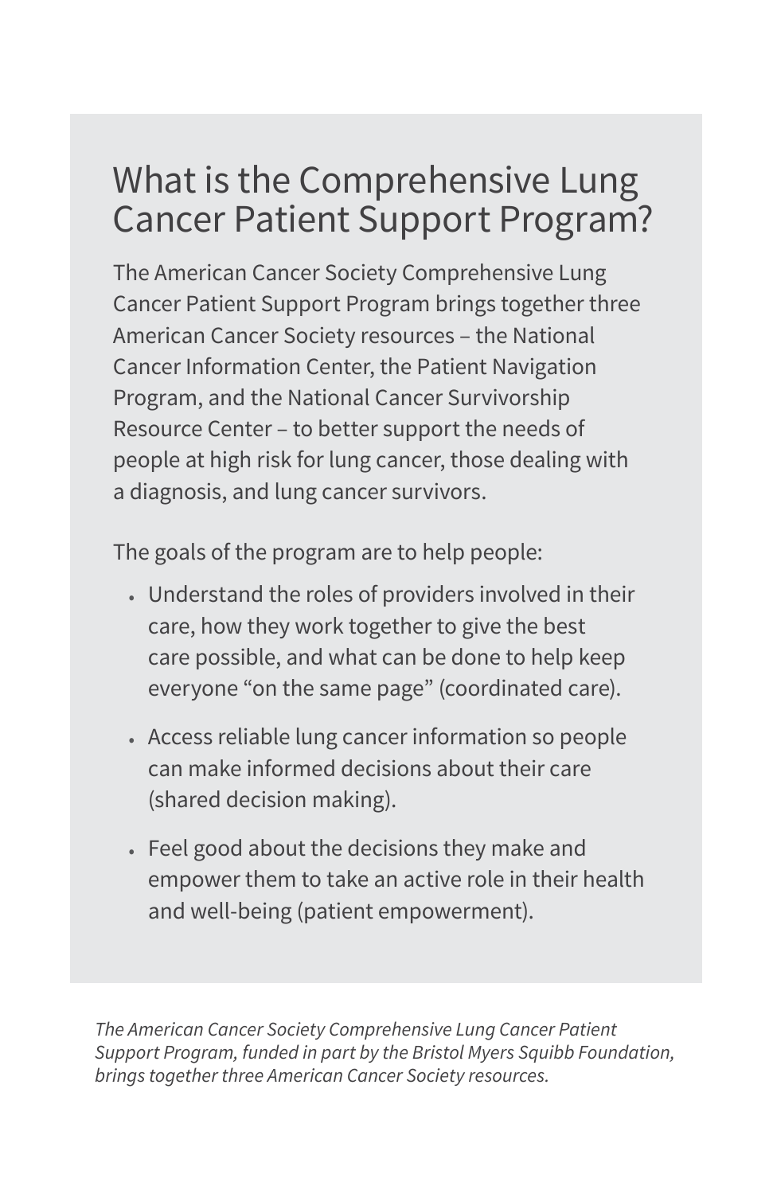## What is the Comprehensive Lung Cancer Patient Support Program?

The American Cancer Society Comprehensive Lung Cancer Patient Support Program brings together three American Cancer Society resources – the National Cancer Information Center, the Patient Navigation Program, and the National Cancer Survivorship Resource Center – to better support the needs of people at high risk for lung cancer, those dealing with a diagnosis, and lung cancer survivors.

The goals of the program are to help people:

- Understand the roles of providers involved in their care, how they work together to give the best care possible, and what can be done to help keep everyone "on the same page" (coordinated care).
- Access reliable lung cancer information so people can make informed decisions about their care (shared decision making).
- Feel good about the decisions they make and empower them to take an active role in their health and well-being (patient empowerment).

*The American Cancer Society Comprehensive Lung Cancer Patient Support Program, funded in part by the Bristol Myers Squibb Foundation, brings together three American Cancer Society resources.*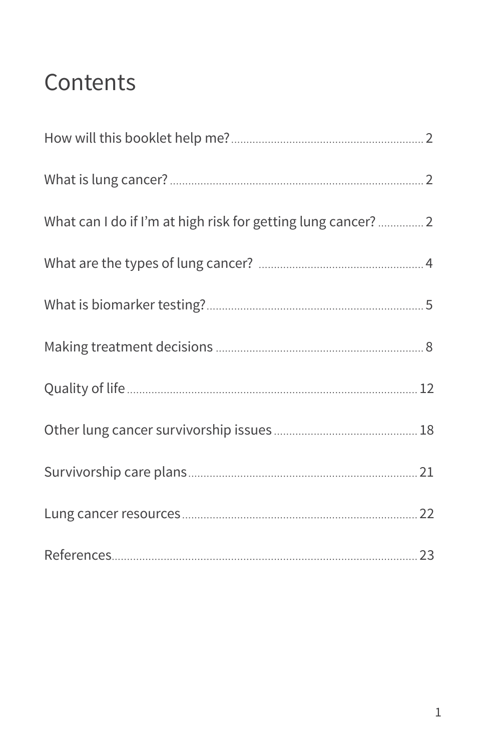# Contents

How will this booklet help me? ..... 2

What is lung cancer? ..... 2

What can I do if I'm at high risk for getting lung cancer? ..... 2

What are the types of lung cancer? ..... 4

What is biomarker testing? ..... 5

Making treatment decisions ..... 8

Quality of life ..... 12

Other lung cancer survivorship issues ..... 18

Survivorship care plans ..... 21

Lung cancer resources ..... 22

References ..... 23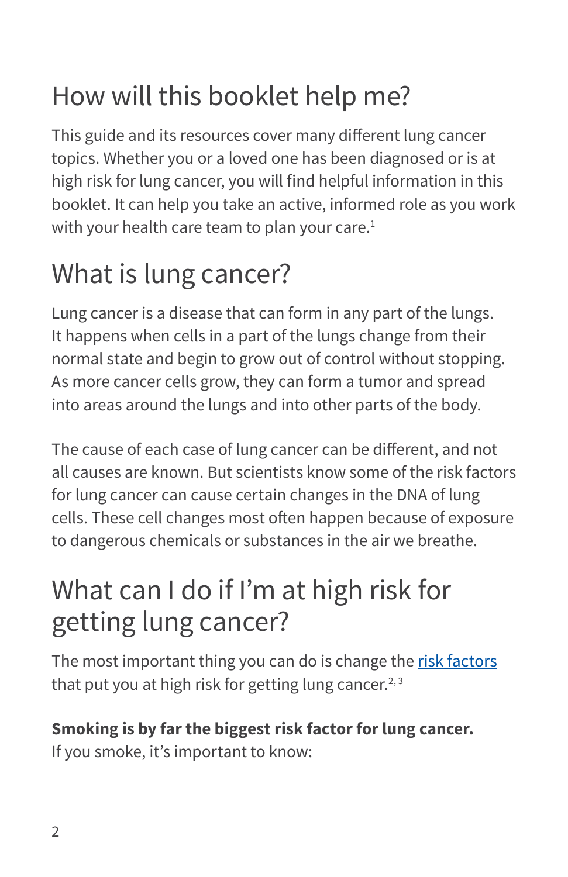## How will this booklet help me?

This guide and its resources cover many different lung cancer topics. Whether you or a loved one has been diagnosed or is at high risk for lung cancer, you will find helpful information in this booklet. It can help you take an active, informed role as you work with your health care team to plan your care.[1]

## What is lung cancer?

Lung cancer is a disease that can form in any part of the lungs. It happens when cells in a part of the lungs change from their normal state and begin to grow out of control without stopping. As more cancer cells grow, they can form a tumor and spread into areas around the lungs and into other parts of the body.

The cause of each case of lung cancer can be different, and not all causes are known. But scientists know some of the risk factors for lung cancer can cause certain changes in the DNA of lung cells. These cell changes most often happen because of exposure to dangerous chemicals or substances in the air we breathe.

## What can I do if I'm at high risk for getting lung cancer?

The most important thing you can do is change the risk factors that put you at high risk for getting lung cancer.[2, 3]

**Smoking is by far the biggest risk factor for lung cancer.** If you smoke, it's important to know: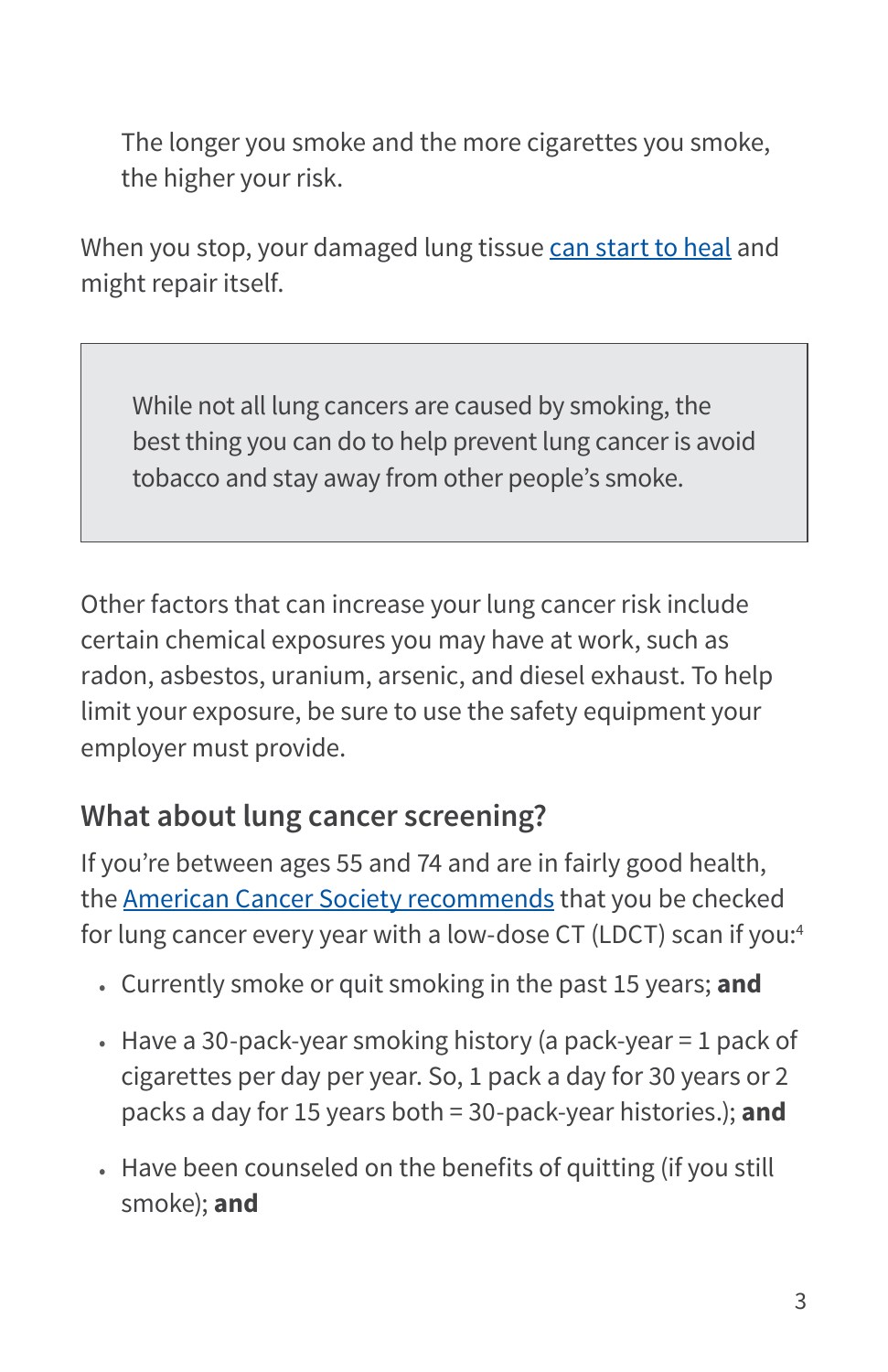The longer you smoke and the more cigarettes you smoke, the higher your risk.

When you stop, your damaged lung tissue can start to heal and might repair itself.

> While not all lung cancers are caused by smoking, the best thing you can do to help prevent lung cancer is avoid tobacco and stay away from other people's smoke.

Other factors that can increase your lung cancer risk include certain chemical exposures you may have at work, such as radon, asbestos, uranium, arsenic, and diesel exhaust. To help limit your exposure, be sure to use the safety equipment your employer must provide.

## What about lung cancer screening?

If you're between ages 55 and 74 and are in fairly good health, the American Cancer Society recommends that you be checked for lung cancer every year with a low-dose CT (LDCT) scan if you:[4]

- Currently smoke or quit smoking in the past 15 years; **and**
- Have a 30-pack-year smoking history (a pack-year = 1 pack of cigarettes per day per year. So, 1 pack a day for 30 years or 2 packs a day for 15 years both = 30-pack-year histories.); **and**
- Have been counseled on the benefits of quitting (if you still smoke); **and**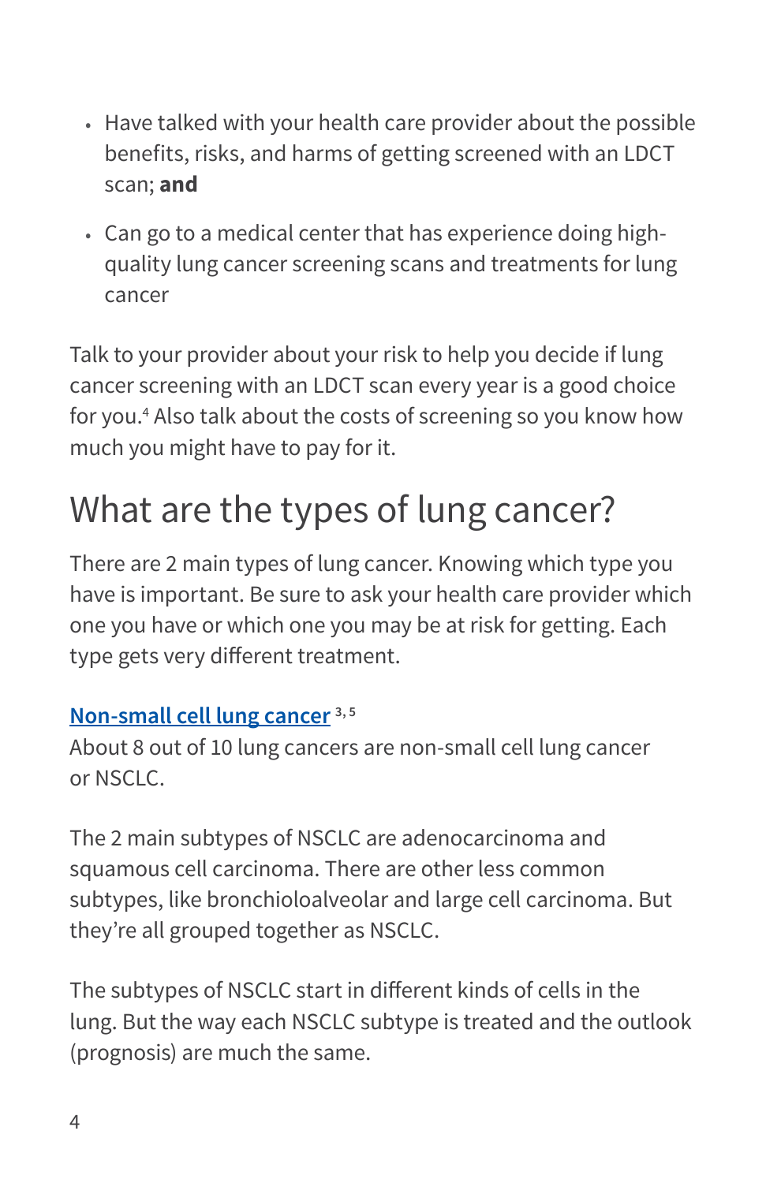- Have talked with your health care provider about the possible benefits, risks, and harms of getting screened with an LDCT scan; **and**
- Can go to a medical center that has experience doing high-quality lung cancer screening scans and treatments for lung cancer

Talk to your provider about your risk to help you decide if lung cancer screening with an LDCT scan every year is a good choice for you.[4] Also talk about the costs of screening so you know how much you might have to pay for it.

## What are the types of lung cancer?

There are 2 main types of lung cancer. Knowing which type you have is important. Be sure to ask your health care provider which one you have or which one you may be at risk for getting. Each type gets very different treatment.

### Non-small cell lung cancer [3, 5]

About 8 out of 10 lung cancers are non-small cell lung cancer or NSCLC.

The 2 main subtypes of NSCLC are adenocarcinoma and squamous cell carcinoma. There are other less common subtypes, like bronchioloalveolar and large cell carcinoma. But they're all grouped together as NSCLC.

The subtypes of NSCLC start in different kinds of cells in the lung. But the way each NSCLC subtype is treated and the outlook (prognosis) are much the same.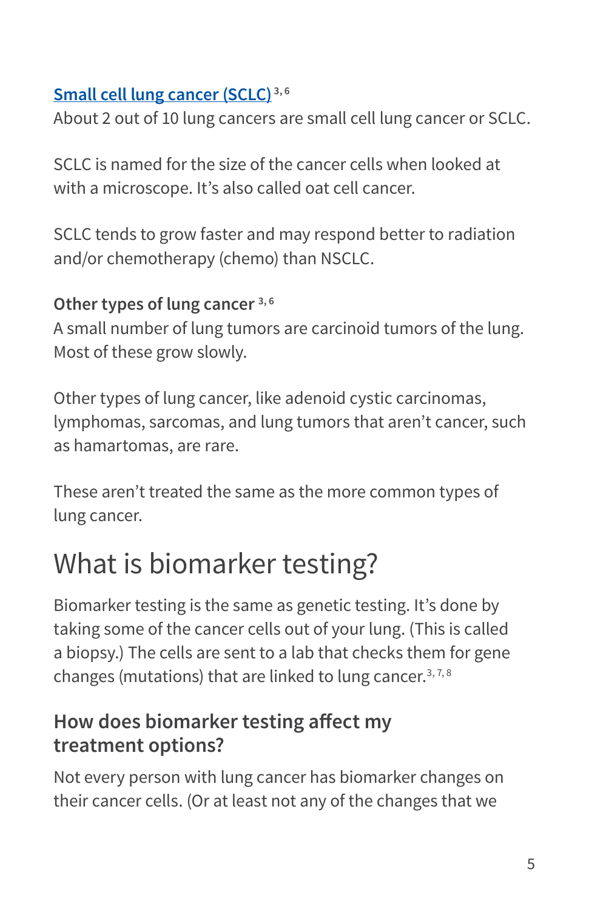### [Small cell lung cancer (SCLC)][3,6]

About 2 out of 10 lung cancers are small cell lung cancer or SCLC.

SCLC is named for the size of the cancer cells when looked at with a microscope. It's also called oat cell cancer.

SCLC tends to grow faster and may respond better to radiation and/or chemotherapy (chemo) than NSCLC.

### Other types of lung cancer [3,6]

A small number of lung tumors are carcinoid tumors of the lung. Most of these grow slowly.

Other types of lung cancer, like adenoid cystic carcinomas, lymphomas, sarcomas, and lung tumors that aren't cancer, such as hamartomas, are rare.

These aren't treated the same as the more common types of lung cancer.

# What is biomarker testing?

Biomarker testing is the same as genetic testing. It's done by taking some of the cancer cells out of your lung. (This is called a biopsy.) The cells are sent to a lab that checks them for gene changes (mutations) that are linked to lung cancer.[3,7,8]

## How does biomarker testing affect my treatment options?

Not every person with lung cancer has biomarker changes on their cancer cells. (Or at least not any of the changes that we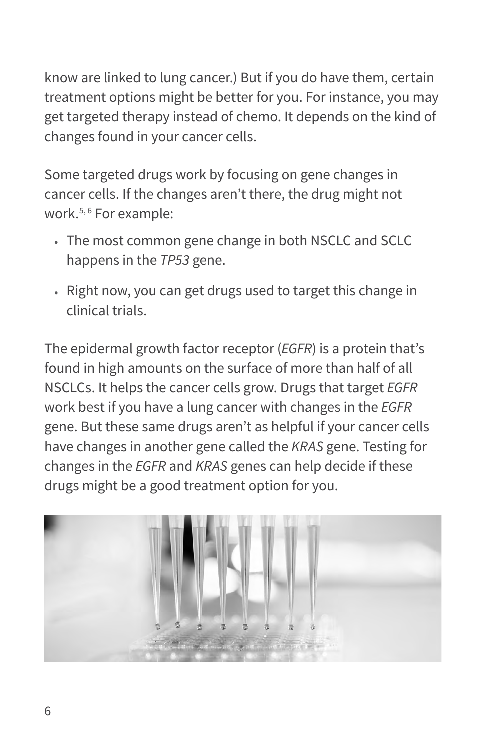know are linked to lung cancer.) But if you do have them, certain treatment options might be better for you. For instance, you may get targeted therapy instead of chemo. It depends on the kind of changes found in your cancer cells.

Some targeted drugs work by focusing on gene changes in cancer cells. If the changes aren't there, the drug might not work.[5, 6] For example:

- The most common gene change in both NSCLC and SCLC happens in the *TP53* gene.
- Right now, you can get drugs used to target this change in clinical trials.

The epidermal growth factor receptor (*EGFR*) is a protein that's found in high amounts on the surface of more than half of all NSCLCs. It helps the cancer cells grow. Drugs that target *EGFR* work best if you have a lung cancer with changes in the *EGFR* gene. But these same drugs aren't as helpful if your cancer cells have changes in another gene called the *KRAS* gene. Testing for changes in the *EGFR* and *KRAS* genes can help decide if these drugs might be a good treatment option for you.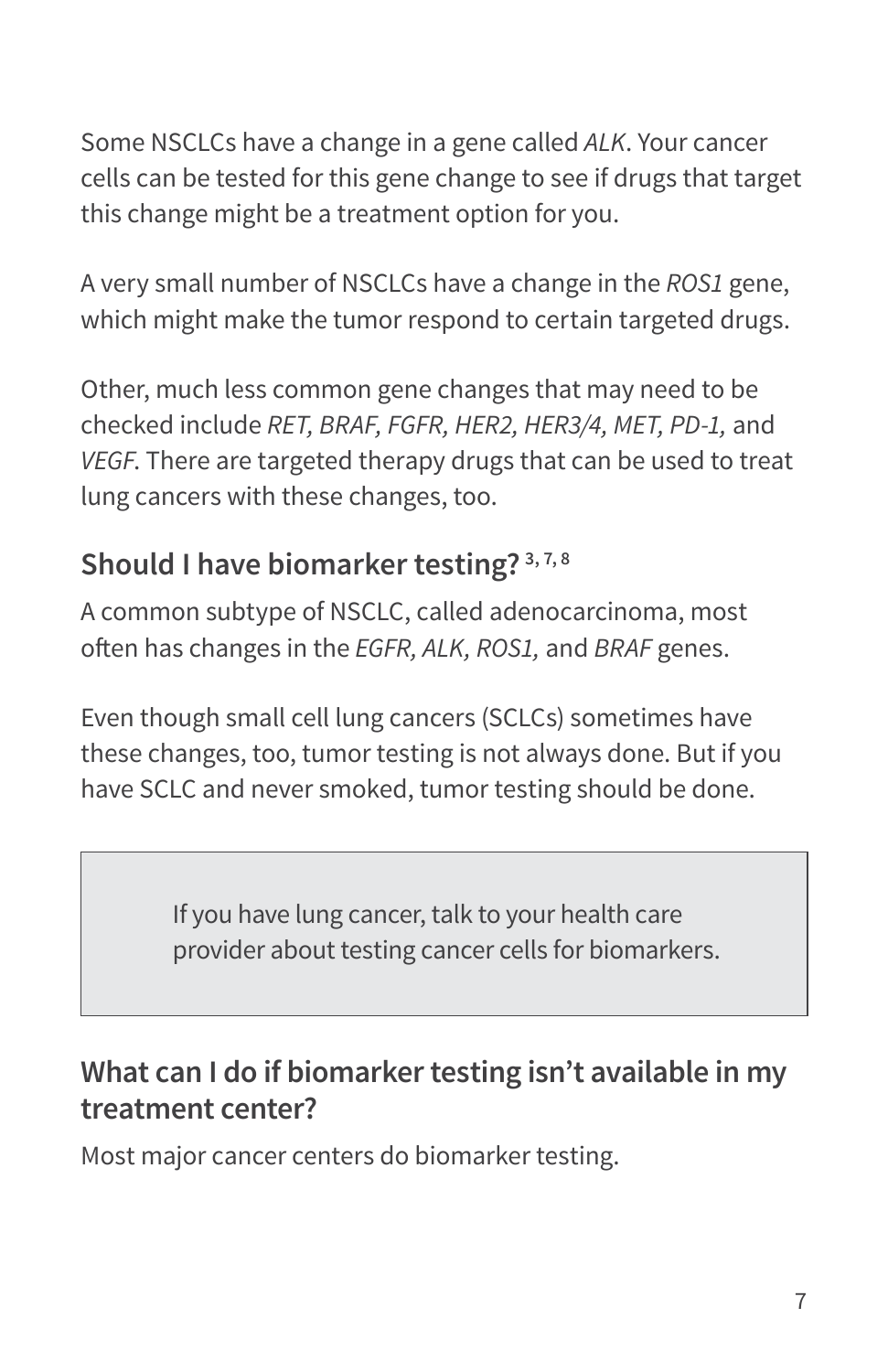Some NSCLCs have a change in a gene called *ALK*. Your cancer cells can be tested for this gene change to see if drugs that target this change might be a treatment option for you.

A very small number of NSCLCs have a change in the *ROS1* gene, which might make the tumor respond to certain targeted drugs.

Other, much less common gene changes that may need to be checked include *RET, BRAF, FGFR, HER2, HER3/4, MET, PD-1,* and *VEGF*. There are targeted therapy drugs that can be used to treat lung cancers with these changes, too.

## Should I have biomarker testing? [3, 7, 8]

A common subtype of NSCLC, called adenocarcinoma, most often has changes in the *EGFR, ALK, ROS1,* and *BRAF* genes.

Even though small cell lung cancers (SCLCs) sometimes have these changes, too, tumor testing is not always done. But if you have SCLC and never smoked, tumor testing should be done.

> If you have lung cancer, talk to your health care provider about testing cancer cells for biomarkers.

## What can I do if biomarker testing isn't available in my treatment center?

Most major cancer centers do biomarker testing.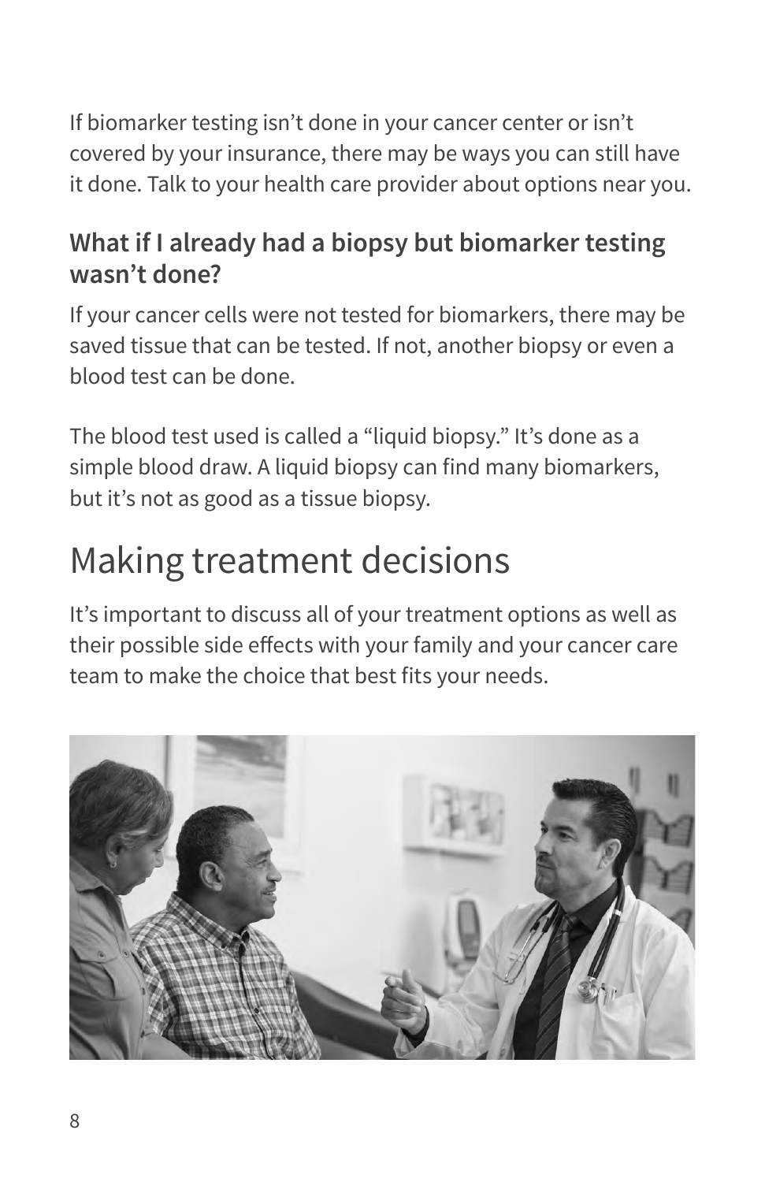If biomarker testing isn't done in your cancer center or isn't covered by your insurance, there may be ways you can still have it done. Talk to your health care provider about options near you.

### What if I already had a biopsy but biomarker testing wasn't done?

If your cancer cells were not tested for biomarkers, there may be saved tissue that can be tested. If not, another biopsy or even a blood test can be done.

The blood test used is called a "liquid biopsy." It's done as a simple blood draw. A liquid biopsy can find many biomarkers, but it's not as good as a tissue biopsy.

## Making treatment decisions

It's important to discuss all of your treatment options as well as their possible side effects with your family and your cancer care team to make the choice that best fits your needs.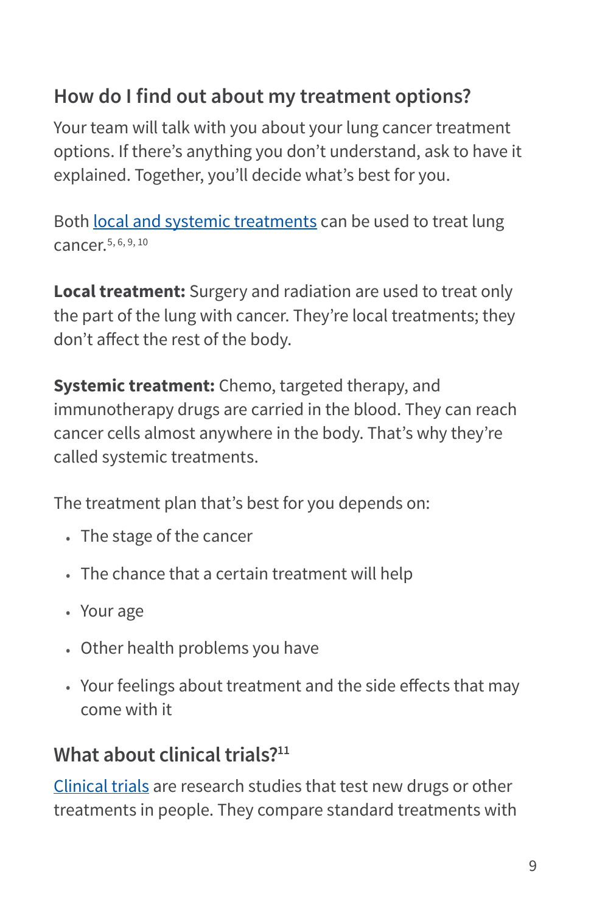## How do I find out about my treatment options?

Your team will talk with you about your lung cancer treatment options. If there's anything you don't understand, ask to have it explained. Together, you'll decide what's best for you.

Both local and systemic treatments can be used to treat lung cancer.[5, 6, 9, 10]

**Local treatment:** Surgery and radiation are used to treat only the part of the lung with cancer. They're local treatments; they don't affect the rest of the body.

**Systemic treatment:** Chemo, targeted therapy, and immunotherapy drugs are carried in the blood. They can reach cancer cells almost anywhere in the body. That's why they're called systemic treatments.

The treatment plan that's best for you depends on:

- The stage of the cancer
- The chance that a certain treatment will help
- Your age
- Other health problems you have
- Your feelings about treatment and the side effects that may come with it

## What about clinical trials?[11]

Clinical trials are research studies that test new drugs or other treatments in people. They compare standard treatments with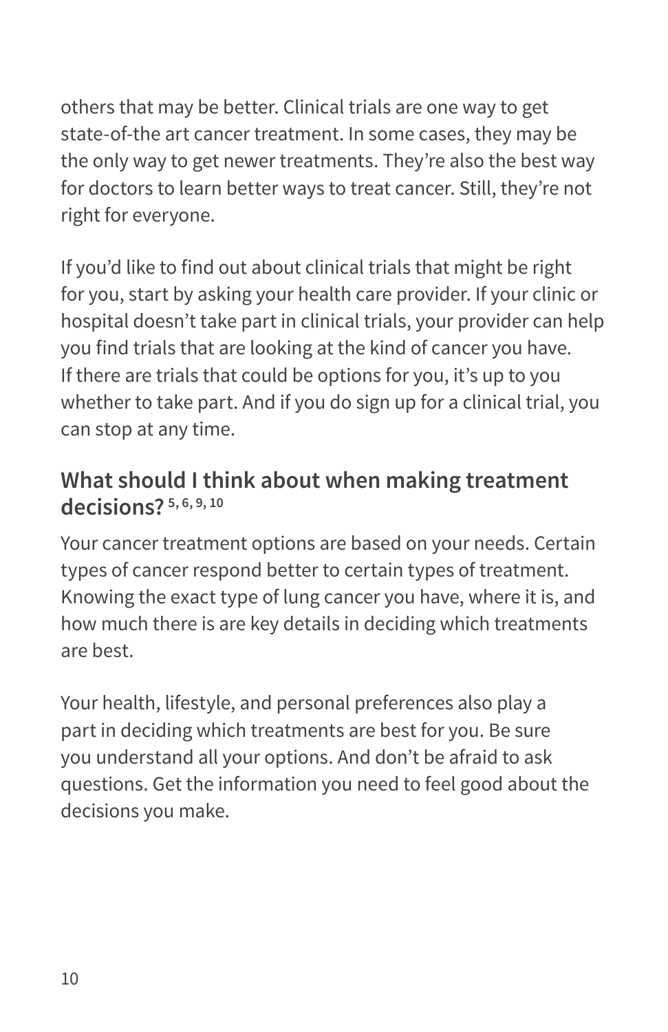others that may be better. Clinical trials are one way to get state-of-the art cancer treatment. In some cases, they may be the only way to get newer treatments. They're also the best way for doctors to learn better ways to treat cancer. Still, they're not right for everyone.

If you'd like to find out about clinical trials that might be right for you, start by asking your health care provider. If your clinic or hospital doesn't take part in clinical trials, your provider can help you find trials that are looking at the kind of cancer you have. If there are trials that could be options for you, it's up to you whether to take part. And if you do sign up for a clinical trial, you can stop at any time.

## What should I think about when making treatment decisions? [5, 6, 9, 10]

Your cancer treatment options are based on your needs. Certain types of cancer respond better to certain types of treatment. Knowing the exact type of lung cancer you have, where it is, and how much there is are key details in deciding which treatments are best.

Your health, lifestyle, and personal preferences also play a part in deciding which treatments are best for you. Be sure you understand all your options. And don't be afraid to ask questions. Get the information you need to feel good about the decisions you make.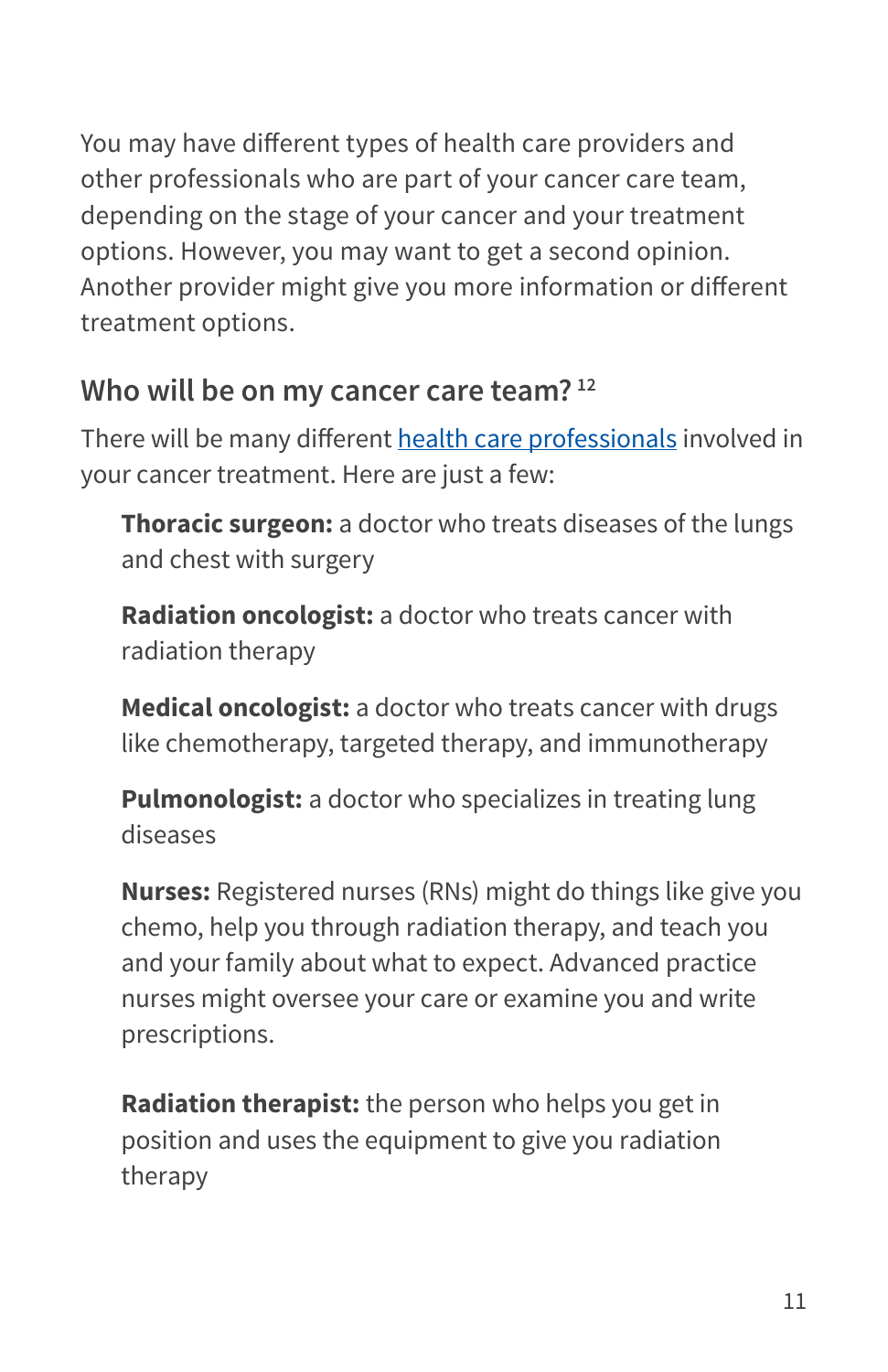You may have different types of health care providers and other professionals who are part of your cancer care team, depending on the stage of your cancer and your treatment options. However, you may want to get a second opinion. Another provider might give you more information or different treatment options.

## Who will be on my cancer care team? [12]

There will be many different health care professionals involved in your cancer treatment. Here are just a few:

**Thoracic surgeon:** a doctor who treats diseases of the lungs and chest with surgery

**Radiation oncologist:** a doctor who treats cancer with radiation therapy

**Medical oncologist:** a doctor who treats cancer with drugs like chemotherapy, targeted therapy, and immunotherapy

**Pulmonologist:** a doctor who specializes in treating lung diseases

**Nurses:** Registered nurses (RNs) might do things like give you chemo, help you through radiation therapy, and teach you and your family about what to expect. Advanced practice nurses might oversee your care or examine you and write prescriptions.

**Radiation therapist:** the person who helps you get in position and uses the equipment to give you radiation therapy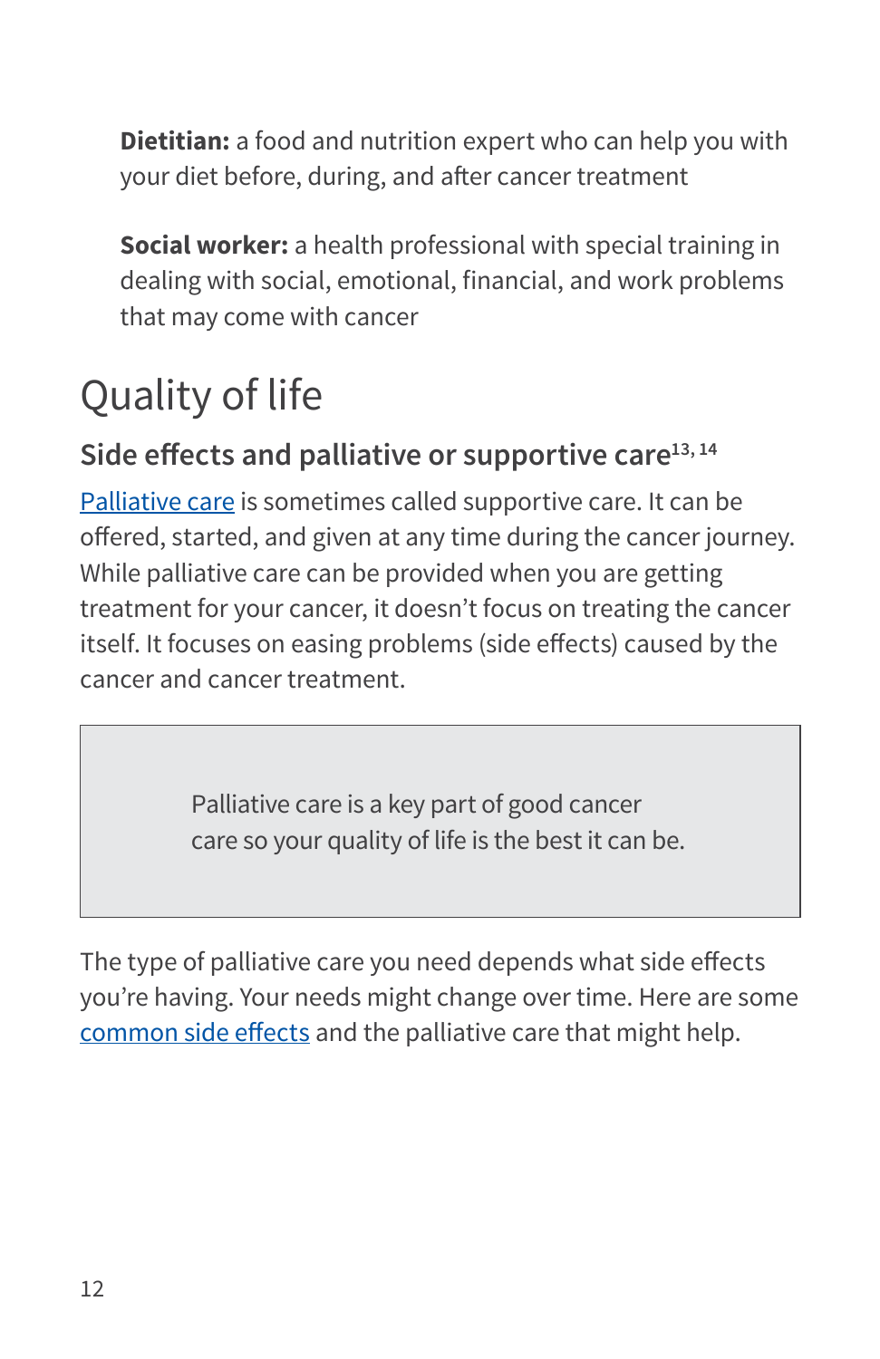**Dietitian:** a food and nutrition expert who can help you with your diet before, during, and after cancer treatment

**Social worker:** a health professional with special training in dealing with social, emotional, financial, and work problems that may come with cancer

# Quality of life

## Side effects and palliative or supportive care[13, 14]

Palliative care is sometimes called supportive care. It can be offered, started, and given at any time during the cancer journey. While palliative care can be provided when you are getting treatment for your cancer, it doesn't focus on treating the cancer itself. It focuses on easing problems (side effects) caused by the cancer and cancer treatment.

> Palliative care is a key part of good cancer care so your quality of life is the best it can be.

The type of palliative care you need depends what side effects you're having. Your needs might change over time. Here are some common side effects and the palliative care that might help.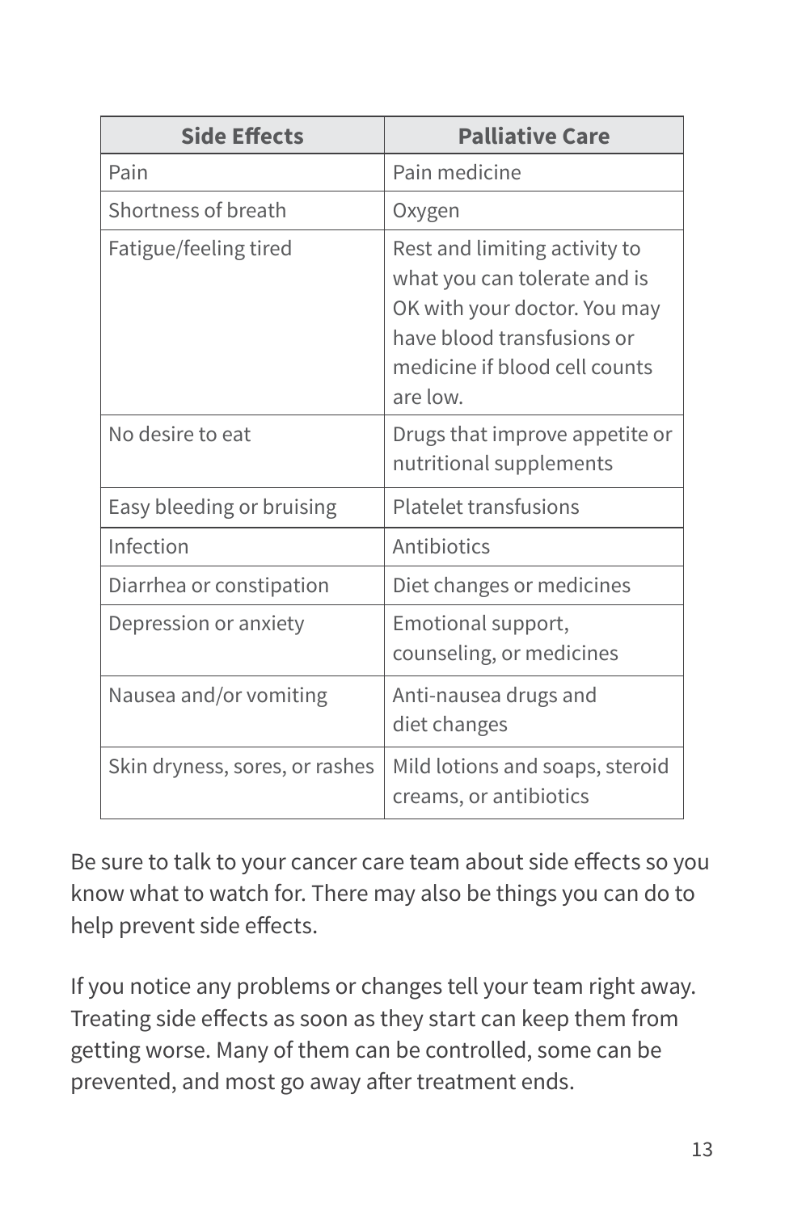| Side Effects | Palliative Care |
|---|---|
| Pain | Pain medicine |
| Shortness of breath | Oxygen |
| Fatigue/feeling tired | Rest and limiting activity to what you can tolerate and is OK with your doctor. You may have blood transfusions or medicine if blood cell counts are low. |
| No desire to eat | Drugs that improve appetite or nutritional supplements |
| Easy bleeding or bruising | Platelet transfusions |
| Infection | Antibiotics |
| Diarrhea or constipation | Diet changes or medicines |
| Depression or anxiety | Emotional support, counseling, or medicines |
| Nausea and/or vomiting | Anti-nausea drugs and diet changes |
| Skin dryness, sores, or rashes | Mild lotions and soaps, steroid creams, or antibiotics |

Be sure to talk to your cancer care team about side effects so you know what to watch for. There may also be things you can do to help prevent side effects.

If you notice any problems or changes tell your team right away. Treating side effects as soon as they start can keep them from getting worse. Many of them can be controlled, some can be prevented, and most go away after treatment ends.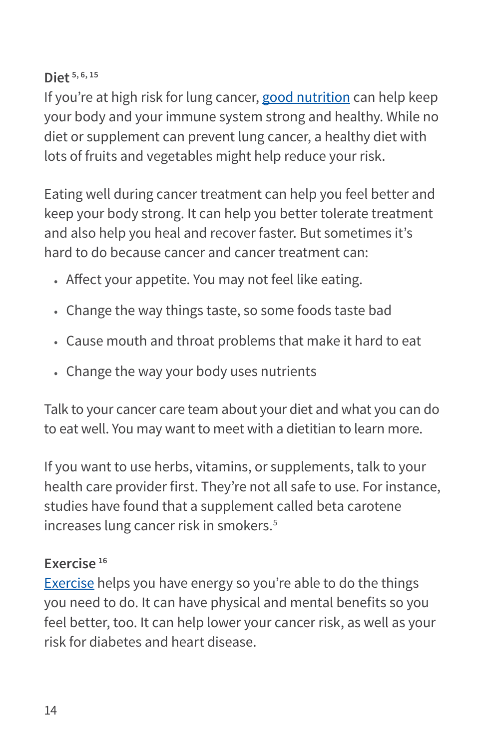### Diet [5, 6, 15]

If you're at high risk for lung cancer, good nutrition can help keep your body and your immune system strong and healthy. While no diet or supplement can prevent lung cancer, a healthy diet with lots of fruits and vegetables might help reduce your risk.

Eating well during cancer treatment can help you feel better and keep your body strong. It can help you better tolerate treatment and also help you heal and recover faster. But sometimes it's hard to do because cancer and cancer treatment can:

- Affect your appetite. You may not feel like eating.
- Change the way things taste, so some foods taste bad
- Cause mouth and throat problems that make it hard to eat
- Change the way your body uses nutrients

Talk to your cancer care team about your diet and what you can do to eat well. You may want to meet with a dietitian to learn more.

If you want to use herbs, vitamins, or supplements, talk to your health care provider first. They're not all safe to use. For instance, studies have found that a supplement called beta carotene increases lung cancer risk in smokers.[5]

### Exercise [16]

Exercise helps you have energy so you're able to do the things you need to do. It can have physical and mental benefits so you feel better, too. It can help lower your cancer risk, as well as your risk for diabetes and heart disease.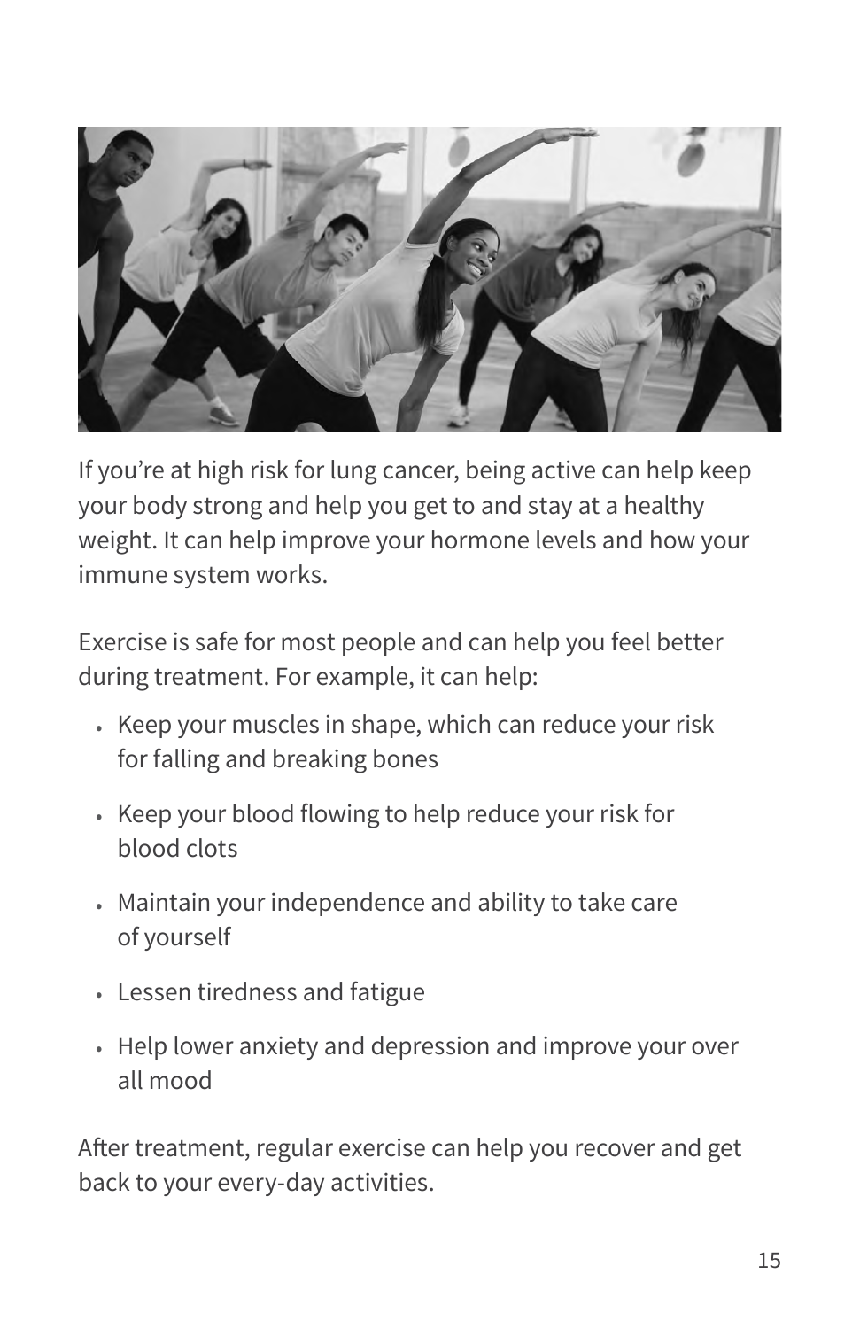If you're at high risk for lung cancer, being active can help keep your body strong and help you get to and stay at a healthy weight. It can help improve your hormone levels and how your immune system works.

Exercise is safe for most people and can help you feel better during treatment. For example, it can help:

- Keep your muscles in shape, which can reduce your risk for falling and breaking bones
- Keep your blood flowing to help reduce your risk for blood clots
- Maintain your independence and ability to take care of yourself
- Lessen tiredness and fatigue
- Help lower anxiety and depression and improve your over all mood

After treatment, regular exercise can help you recover and get back to your every-day activities.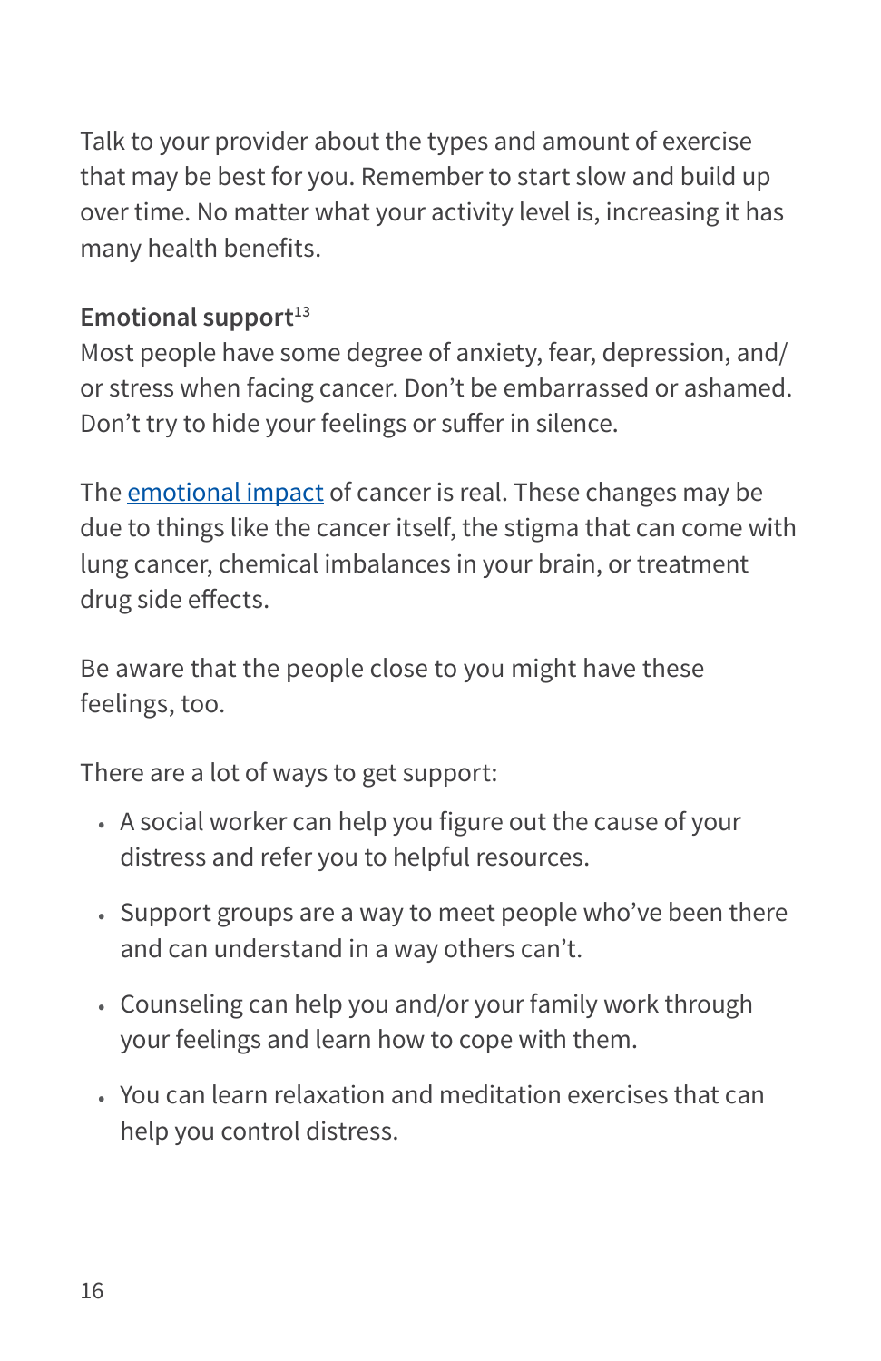Talk to your provider about the types and amount of exercise that may be best for you. Remember to start slow and build up over time. No matter what your activity level is, increasing it has many health benefits.

**Emotional support**[13]

Most people have some degree of anxiety, fear, depression, and/or stress when facing cancer. Don't be embarrassed or ashamed. Don't try to hide your feelings or suffer in silence.

The emotional impact of cancer is real. These changes may be due to things like the cancer itself, the stigma that can come with lung cancer, chemical imbalances in your brain, or treatment drug side effects.

Be aware that the people close to you might have these feelings, too.

There are a lot of ways to get support:

- A social worker can help you figure out the cause of your distress and refer you to helpful resources.
- Support groups are a way to meet people who've been there and can understand in a way others can't.
- Counseling can help you and/or your family work through your feelings and learn how to cope with them.
- You can learn relaxation and meditation exercises that can help you control distress.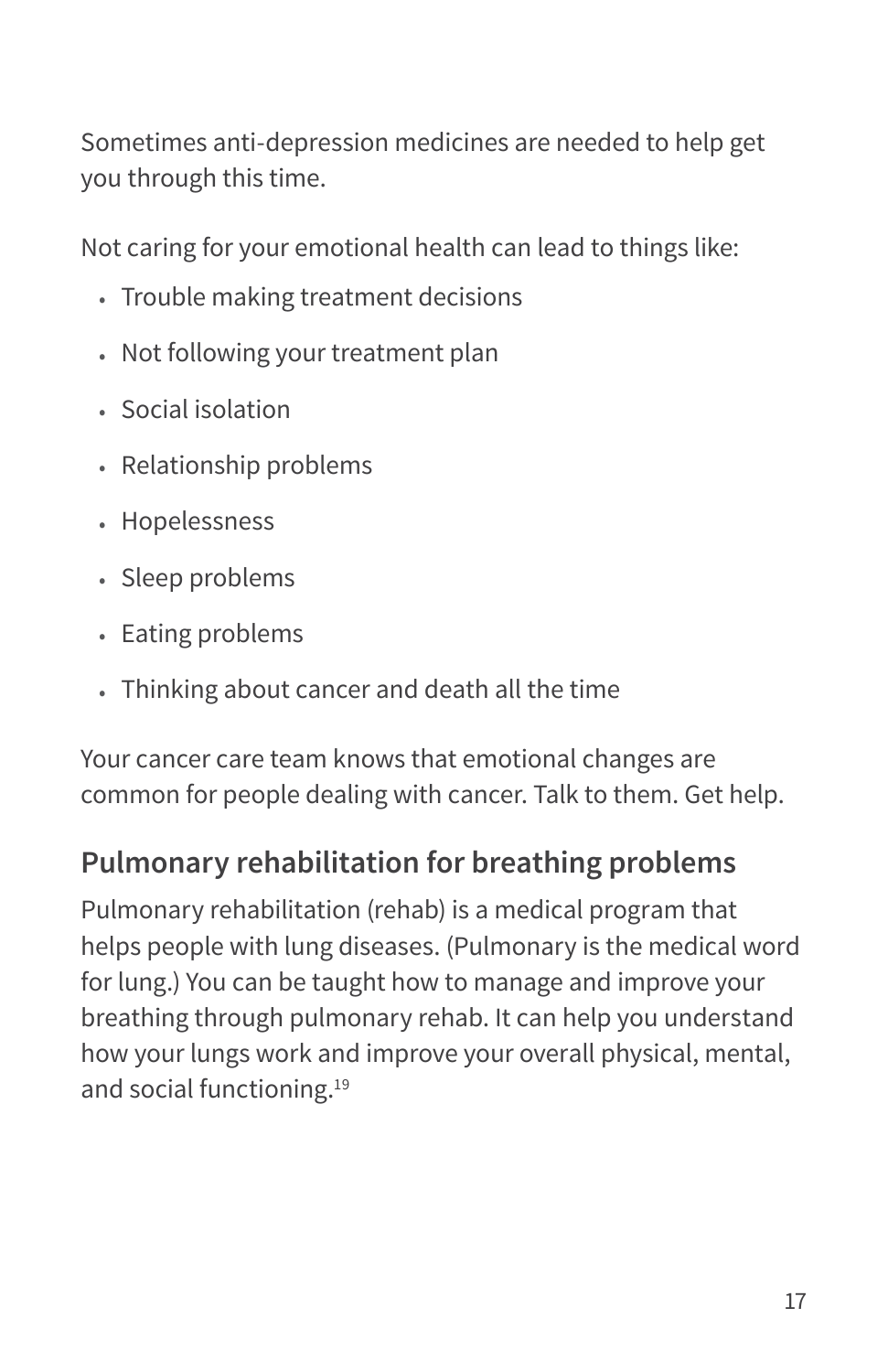Sometimes anti-depression medicines are needed to help get you through this time.

Not caring for your emotional health can lead to things like:

- Trouble making treatment decisions
- Not following your treatment plan
- Social isolation
- Relationship problems
- Hopelessness
- Sleep problems
- Eating problems
- Thinking about cancer and death all the time

Your cancer care team knows that emotional changes are common for people dealing with cancer. Talk to them. Get help.

## Pulmonary rehabilitation for breathing problems

Pulmonary rehabilitation (rehab) is a medical program that helps people with lung diseases. (Pulmonary is the medical word for lung.) You can be taught how to manage and improve your breathing through pulmonary rehab. It can help you understand how your lungs work and improve your overall physical, mental, and social functioning.[19]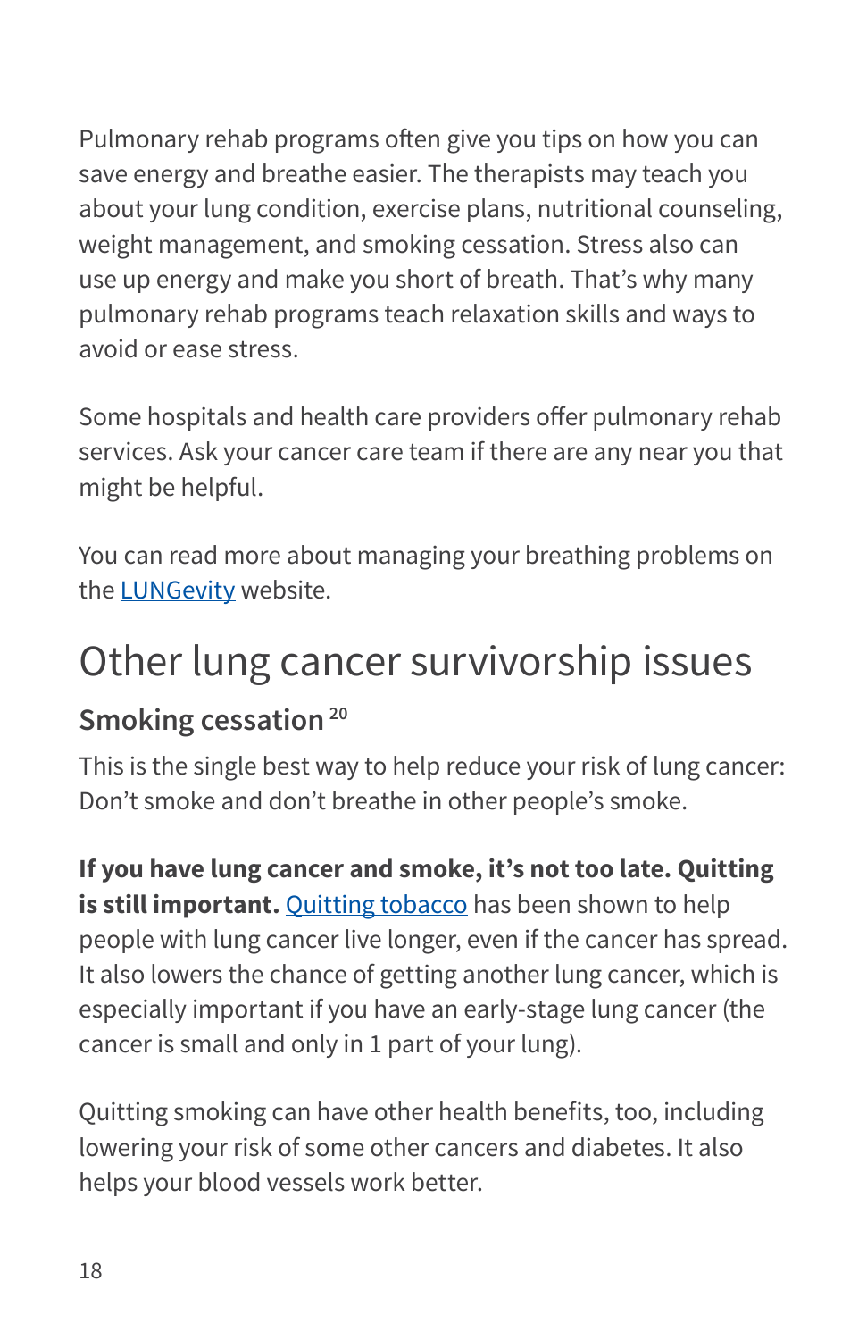Pulmonary rehab programs often give you tips on how you can save energy and breathe easier. The therapists may teach you about your lung condition, exercise plans, nutritional counseling, weight management, and smoking cessation. Stress also can use up energy and make you short of breath. That's why many pulmonary rehab programs teach relaxation skills and ways to avoid or ease stress.

Some hospitals and health care providers offer pulmonary rehab services. Ask your cancer care team if there are any near you that might be helpful.

You can read more about managing your breathing problems on the LUNGevity website.

## Other lung cancer survivorship issues

### Smoking cessation [20]

This is the single best way to help reduce your risk of lung cancer: Don't smoke and don't breathe in other people's smoke.

**If you have lung cancer and smoke, it's not too late. Quitting is still important.** Quitting tobacco has been shown to help people with lung cancer live longer, even if the cancer has spread. It also lowers the chance of getting another lung cancer, which is especially important if you have an early-stage lung cancer (the cancer is small and only in 1 part of your lung).

Quitting smoking can have other health benefits, too, including lowering your risk of some other cancers and diabetes. It also helps your blood vessels work better.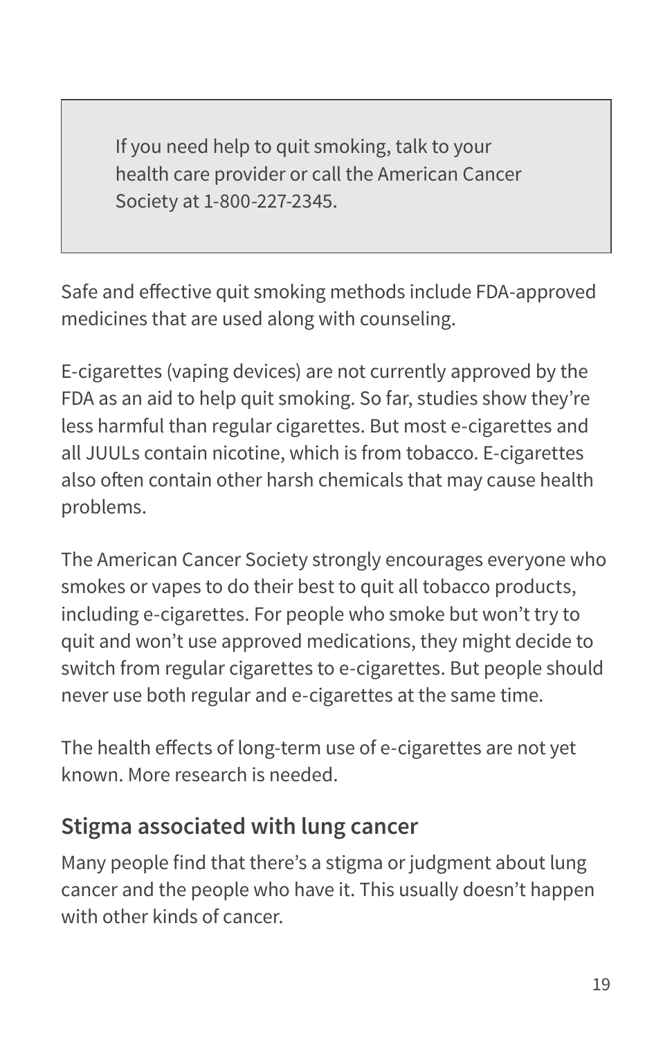> If you need help to quit smoking, talk to your health care provider or call the American Cancer Society at 1-800-227-2345.

Safe and effective quit smoking methods include FDA-approved medicines that are used along with counseling.

E-cigarettes (vaping devices) are not currently approved by the FDA as an aid to help quit smoking. So far, studies show they're less harmful than regular cigarettes. But most e-cigarettes and all JUULs contain nicotine, which is from tobacco. E-cigarettes also often contain other harsh chemicals that may cause health problems.

The American Cancer Society strongly encourages everyone who smokes or vapes to do their best to quit all tobacco products, including e-cigarettes. For people who smoke but won't try to quit and won't use approved medications, they might decide to switch from regular cigarettes to e-cigarettes. But people should never use both regular and e-cigarettes at the same time.

The health effects of long-term use of e-cigarettes are not yet known. More research is needed.

## Stigma associated with lung cancer

Many people find that there's a stigma or judgment about lung cancer and the people who have it. This usually doesn't happen with other kinds of cancer.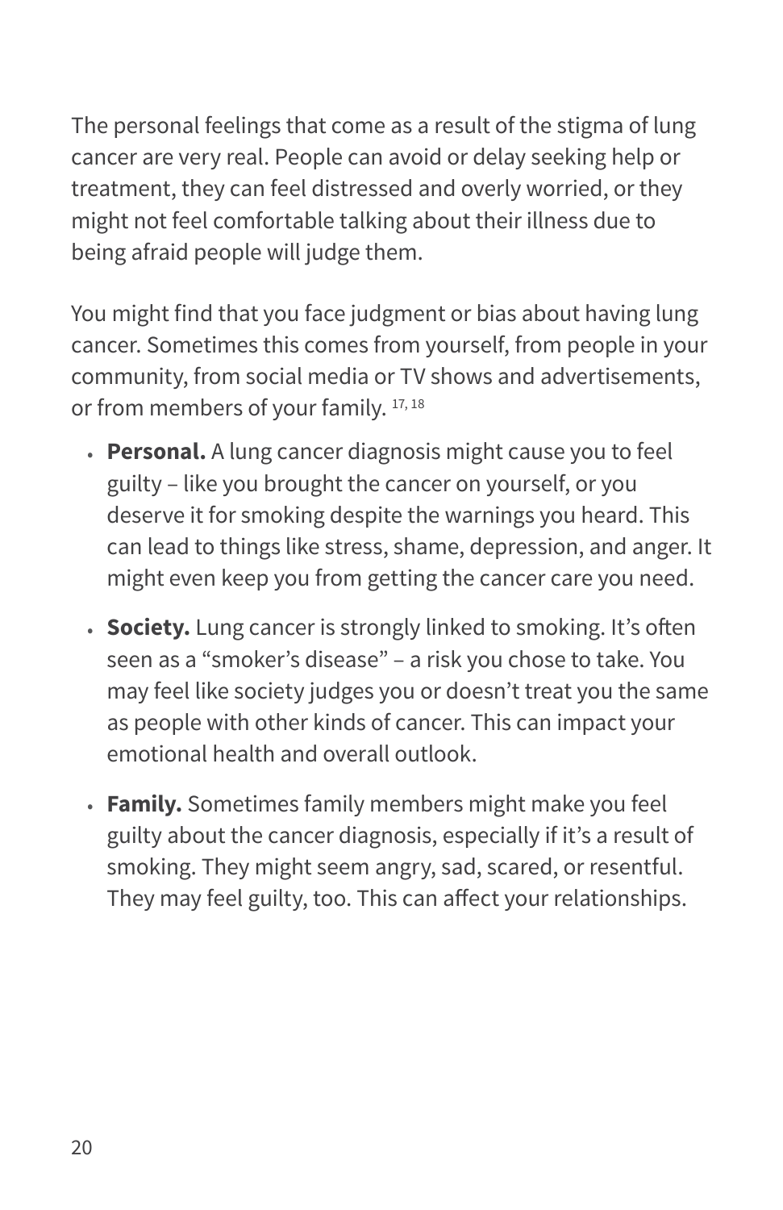The personal feelings that come as a result of the stigma of lung cancer are very real. People can avoid or delay seeking help or treatment, they can feel distressed and overly worried, or they might not feel comfortable talking about their illness due to being afraid people will judge them.

You might find that you face judgment or bias about having lung cancer. Sometimes this comes from yourself, from people in your community, from social media or TV shows and advertisements, or from members of your family. [17, 18]

- **Personal.** A lung cancer diagnosis might cause you to feel guilty – like you brought the cancer on yourself, or you deserve it for smoking despite the warnings you heard. This can lead to things like stress, shame, depression, and anger. It might even keep you from getting the cancer care you need.
- **Society.** Lung cancer is strongly linked to smoking. It's often seen as a "smoker's disease" – a risk you chose to take. You may feel like society judges you or doesn't treat you the same as people with other kinds of cancer. This can impact your emotional health and overall outlook.
- **Family.** Sometimes family members might make you feel guilty about the cancer diagnosis, especially if it's a result of smoking. They might seem angry, sad, scared, or resentful. They may feel guilty, too. This can affect your relationships.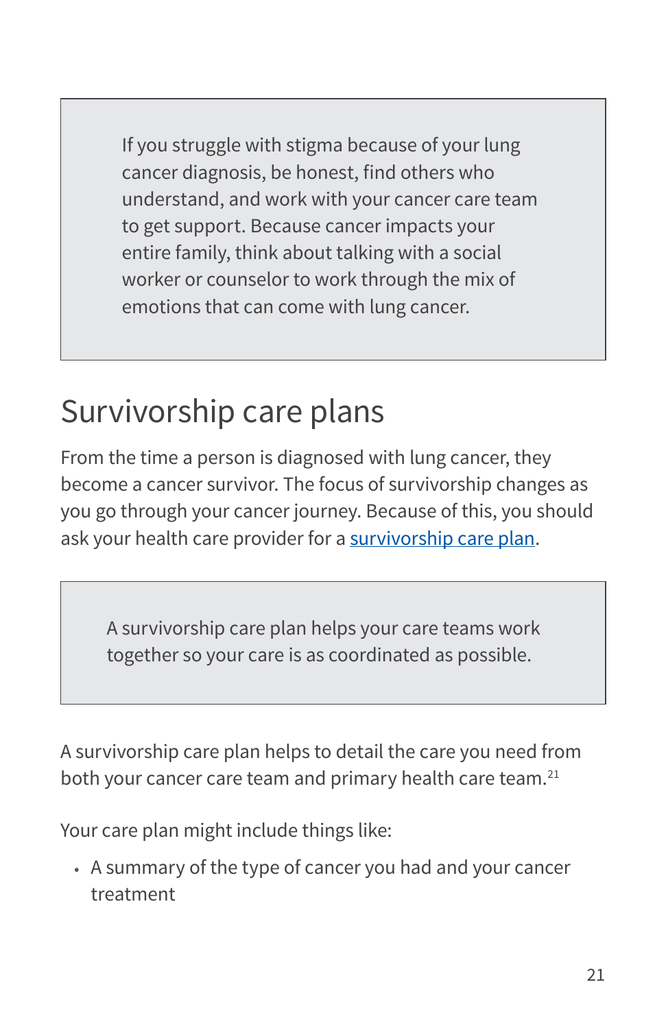> If you struggle with stigma because of your lung cancer diagnosis, be honest, find others who understand, and work with your cancer care team to get support. Because cancer impacts your entire family, think about talking with a social worker or counselor to work through the mix of emotions that can come with lung cancer.

## Survivorship care plans

From the time a person is diagnosed with lung cancer, they become a cancer survivor. The focus of survivorship changes as you go through your cancer journey. Because of this, you should ask your health care provider for a survivorship care plan.

> A survivorship care plan helps your care teams work together so your care is as coordinated as possible.

A survivorship care plan helps to detail the care you need from both your cancer care team and primary health care team.[21]

Your care plan might include things like:

- A summary of the type of cancer you had and your cancer treatment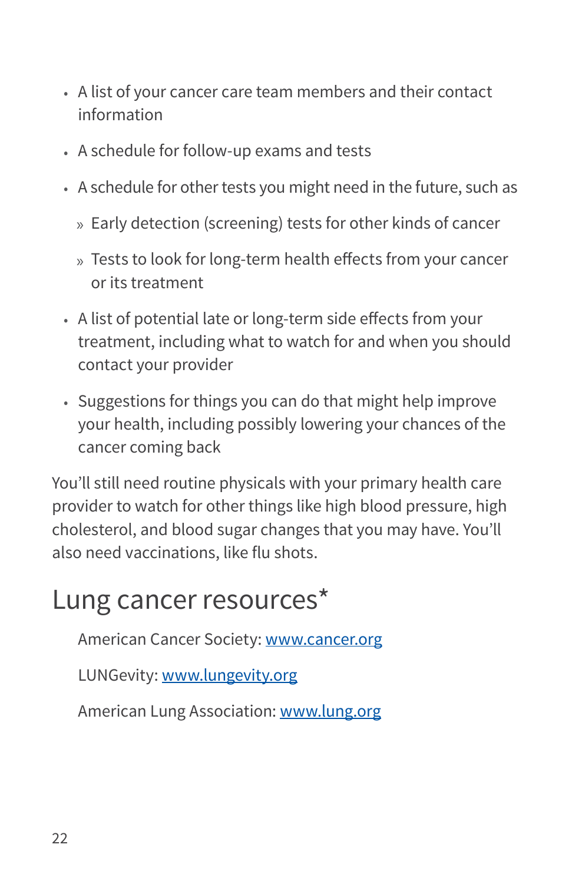- A list of your cancer care team members and their contact information
- A schedule for follow-up exams and tests
- A schedule for other tests you might need in the future, such as
  - Early detection (screening) tests for other kinds of cancer
  - Tests to look for long-term health effects from your cancer or its treatment
- A list of potential late or long-term side effects from your treatment, including what to watch for and when you should contact your provider
- Suggestions for things you can do that might help improve your health, including possibly lowering your chances of the cancer coming back

You'll still need routine physicals with your primary health care provider to watch for other things like high blood pressure, high cholesterol, and blood sugar changes that you may have. You'll also need vaccinations, like flu shots.

## Lung cancer resources*

American Cancer Society: www.cancer.org

LUNGevity: www.lungevity.org

American Lung Association: www.lung.org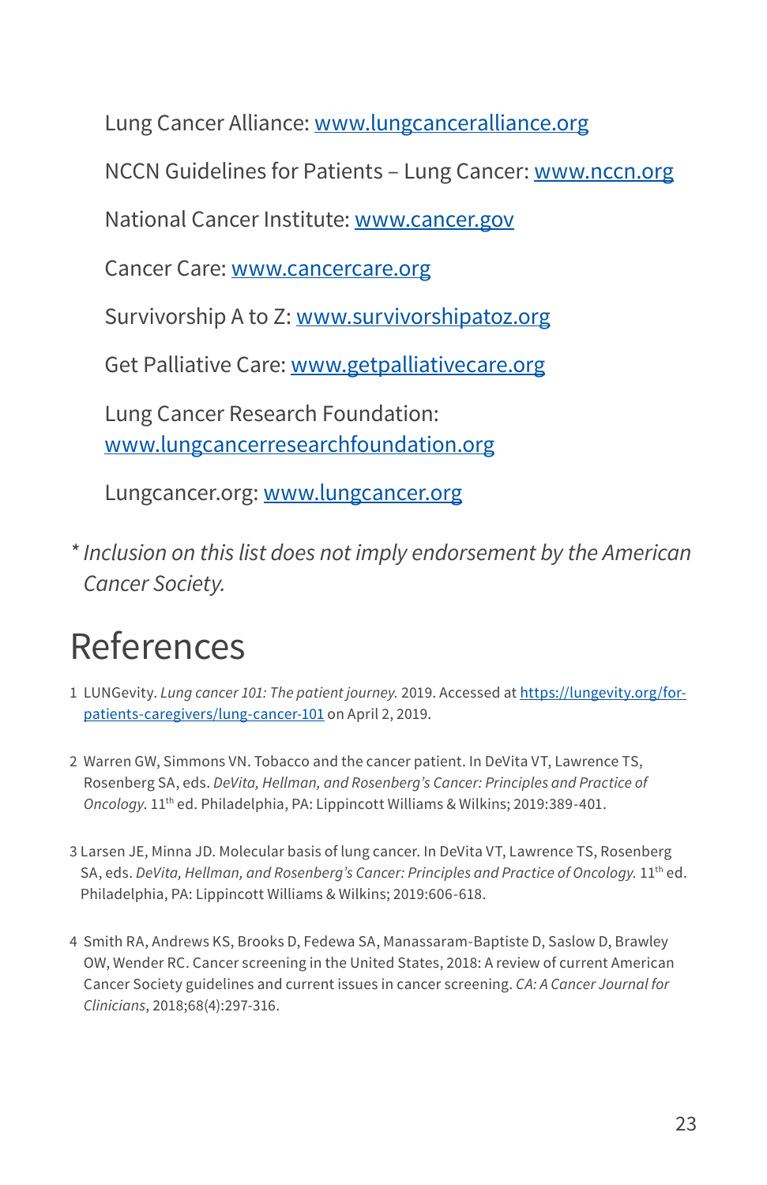Lung Cancer Alliance: www.lungcanceralliance.org

NCCN Guidelines for Patients – Lung Cancer: www.nccn.org

National Cancer Institute: www.cancer.gov

Cancer Care: www.cancercare.org

Survivorship A to Z: www.survivorshipatoz.org

Get Palliative Care: www.getpalliativecare.org

Lung Cancer Research Foundation: www.lungcancerresearchfoundation.org

Lungcancer.org: www.lungcancer.org

*\* Inclusion on this list does not imply endorsement by the American Cancer Society.*

# References

1. LUNGevity. *Lung cancer 101: The patient journey.* 2019. Accessed at https://lungevity.org/for-patients-caregivers/lung-cancer-101 on April 2, 2019.

2. Warren GW, Simmons VN. Tobacco and the cancer patient. In DeVita VT, Lawrence TS, Rosenberg SA, eds. *DeVita, Hellman, and Rosenberg's Cancer: Principles and Practice of Oncology.* 11th ed. Philadelphia, PA: Lippincott Williams & Wilkins; 2019:389-401.

3. Larsen JE, Minna JD. Molecular basis of lung cancer. In DeVita VT, Lawrence TS, Rosenberg SA, eds. *DeVita, Hellman, and Rosenberg's Cancer: Principles and Practice of Oncology.* 11th ed. Philadelphia, PA: Lippincott Williams & Wilkins; 2019:606-618.

4. Smith RA, Andrews KS, Brooks D, Fedewa SA, Manassaram-Baptiste D, Saslow D, Brawley OW, Wender RC. Cancer screening in the United States, 2018: A review of current American Cancer Society guidelines and current issues in cancer screening. *CA: A Cancer Journal for Clinicians*, 2018;68(4):297-316.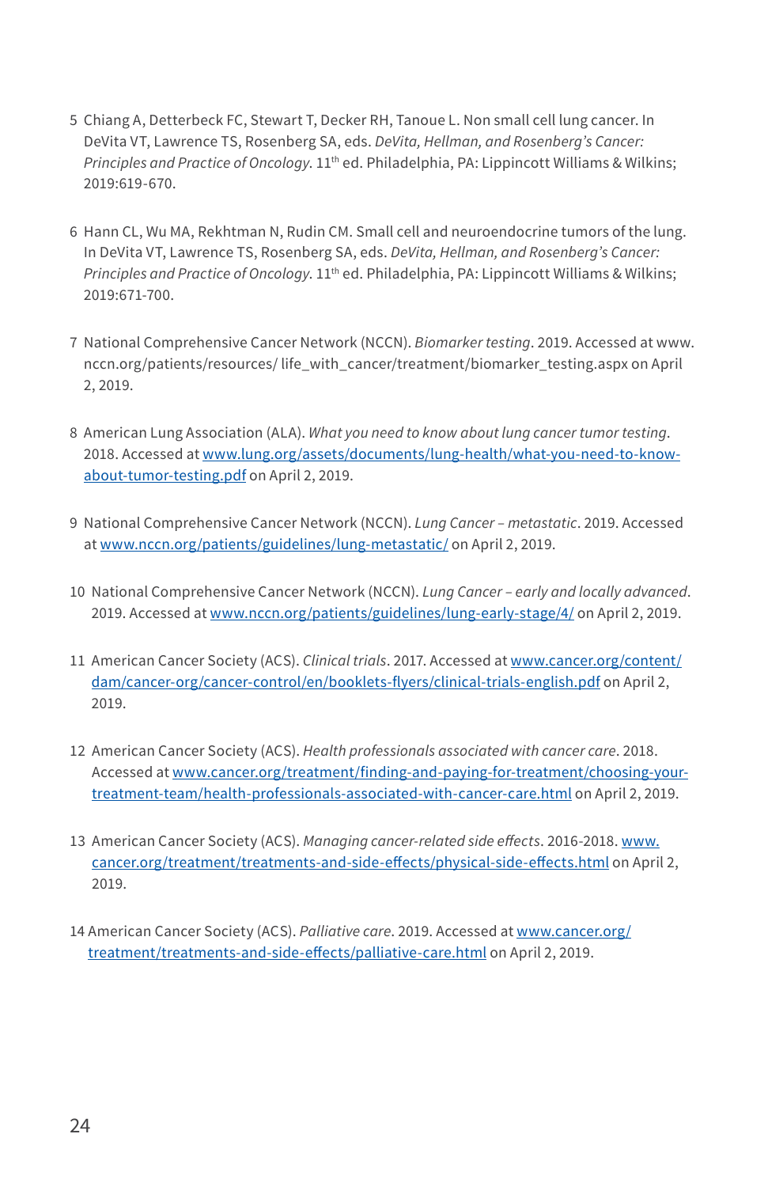5 Chiang A, Detterbeck FC, Stewart T, Decker RH, Tanoue L. Non small cell lung cancer. In DeVita VT, Lawrence TS, Rosenberg SA, eds. *DeVita, Hellman, and Rosenberg's Cancer: Principles and Practice of Oncology.* 11th ed. Philadelphia, PA: Lippincott Williams & Wilkins; 2019:619-670.

6 Hann CL, Wu MA, Rekhtman N, Rudin CM. Small cell and neuroendocrine tumors of the lung. In DeVita VT, Lawrence TS, Rosenberg SA, eds. *DeVita, Hellman, and Rosenberg's Cancer: Principles and Practice of Oncology.* 11th ed. Philadelphia, PA: Lippincott Williams & Wilkins; 2019:671-700.

7 National Comprehensive Cancer Network (NCCN). *Biomarker testing*. 2019. Accessed at www.nccn.org/patients/resources/ life_with_cancer/treatment/biomarker_testing.aspx on April 2, 2019.

8 American Lung Association (ALA). *What you need to know about lung cancer tumor testing*. 2018. Accessed at www.lung.org/assets/documents/lung-health/what-you-need-to-know-about-tumor-testing.pdf on April 2, 2019.

9 National Comprehensive Cancer Network (NCCN). *Lung Cancer – metastatic*. 2019. Accessed at www.nccn.org/patients/guidelines/lung-metastatic/ on April 2, 2019.

10 National Comprehensive Cancer Network (NCCN). *Lung Cancer – early and locally advanced*. 2019. Accessed at www.nccn.org/patients/guidelines/lung-early-stage/4/ on April 2, 2019.

11 American Cancer Society (ACS). *Clinical trials*. 2017. Accessed at www.cancer.org/content/dam/cancer-org/cancer-control/en/booklets-flyers/clinical-trials-english.pdf on April 2, 2019.

12 American Cancer Society (ACS). *Health professionals associated with cancer care*. 2018. Accessed at www.cancer.org/treatment/finding-and-paying-for-treatment/choosing-your-treatment-team/health-professionals-associated-with-cancer-care.html on April 2, 2019.

13 American Cancer Society (ACS). *Managing cancer-related side effects*. 2016-2018. www.cancer.org/treatment/treatments-and-side-effects/physical-side-effects.html on April 2, 2019.

14 American Cancer Society (ACS). *Palliative care*. 2019. Accessed at www.cancer.org/treatment/treatments-and-side-effects/palliative-care.html on April 2, 2019.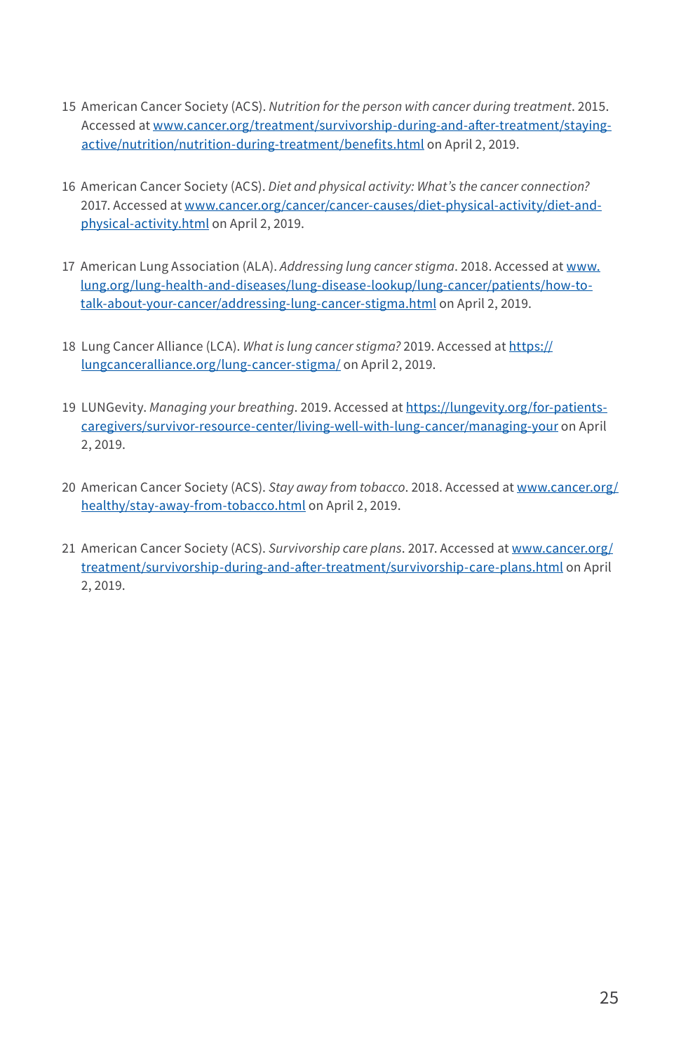15 American Cancer Society (ACS). *Nutrition for the person with cancer during treatment*. 2015. Accessed at www.cancer.org/treatment/survivorship-during-and-after-treatment/staying-active/nutrition/nutrition-during-treatment/benefits.html on April 2, 2019.

16 American Cancer Society (ACS). *Diet and physical activity: What's the cancer connection?* 2017. Accessed at www.cancer.org/cancer/cancer-causes/diet-physical-activity/diet-and-physical-activity.html on April 2, 2019.

17 American Lung Association (ALA). *Addressing lung cancer stigma*. 2018. Accessed at www.lung.org/lung-health-and-diseases/lung-disease-lookup/lung-cancer/patients/how-to-talk-about-your-cancer/addressing-lung-cancer-stigma.html on April 2, 2019.

18 Lung Cancer Alliance (LCA). *What is lung cancer stigma?* 2019. Accessed at https://lungcanceralliance.org/lung-cancer-stigma/ on April 2, 2019.

19 LUNGevity. *Managing your breathing*. 2019. Accessed at https://lungevity.org/for-patients-caregivers/survivor-resource-center/living-well-with-lung-cancer/managing-your on April 2, 2019.

20 American Cancer Society (ACS). *Stay away from tobacco*. 2018. Accessed at www.cancer.org/healthy/stay-away-from-tobacco.html on April 2, 2019.

21 American Cancer Society (ACS). *Survivorship care plans*. 2017. Accessed at www.cancer.org/treatment/survivorship-during-and-after-treatment/survivorship-care-plans.html on April 2, 2019.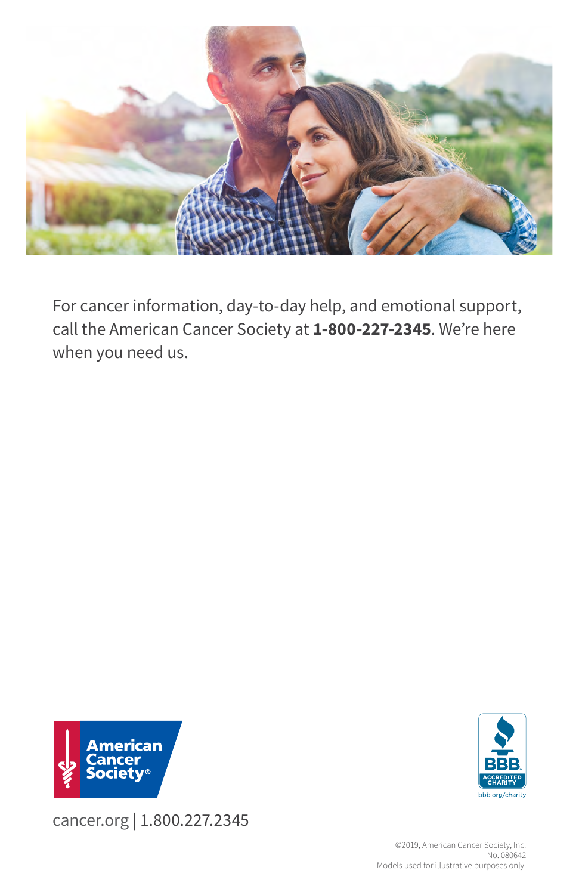For cancer information, day-to-day help, and emotional support, call the American Cancer Society at **1-800-227-2345**. We're here when you need us.

American Cancer Society®

BBB ACCREDITED CHARITY
bbb.org/charity

cancer.org | 1.800.227.2345

©2019, American Cancer Society, Inc.
No. 080642
Models used for illustrative purposes only.